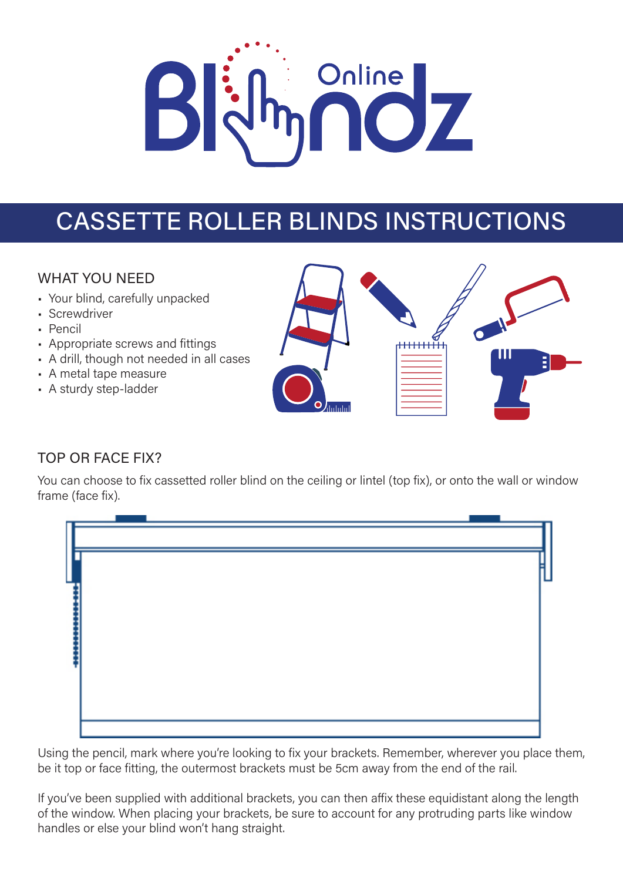# CASSETTE ROLLER BLINDS INSTRUCTIONS

## WHAT YOU NEED

- Your blind, carefully unpacked
- Screwdriver
- Pencil
- Appropriate screws and fittings
- A drill, though not needed in all cases
- A metal tape measure
- A sturdy step-ladder

## TOP OR FACE FIX?

You can choose to fix cassetted roller blind on the ceiling or lintel (top fix), or onto the wall or window frame (face fix).

Using the pencil, mark where you're looking to fix your brackets. Remember, wherever you place them, be it top or face fitting, the outermost brackets must be 5cm away from the end of the rail.

If you've been supplied with additional brackets, you can then affix these equidistant along the length of the window. When placing your brackets, be sure to account for any protruding parts like window handles or else your blind won't hang straight.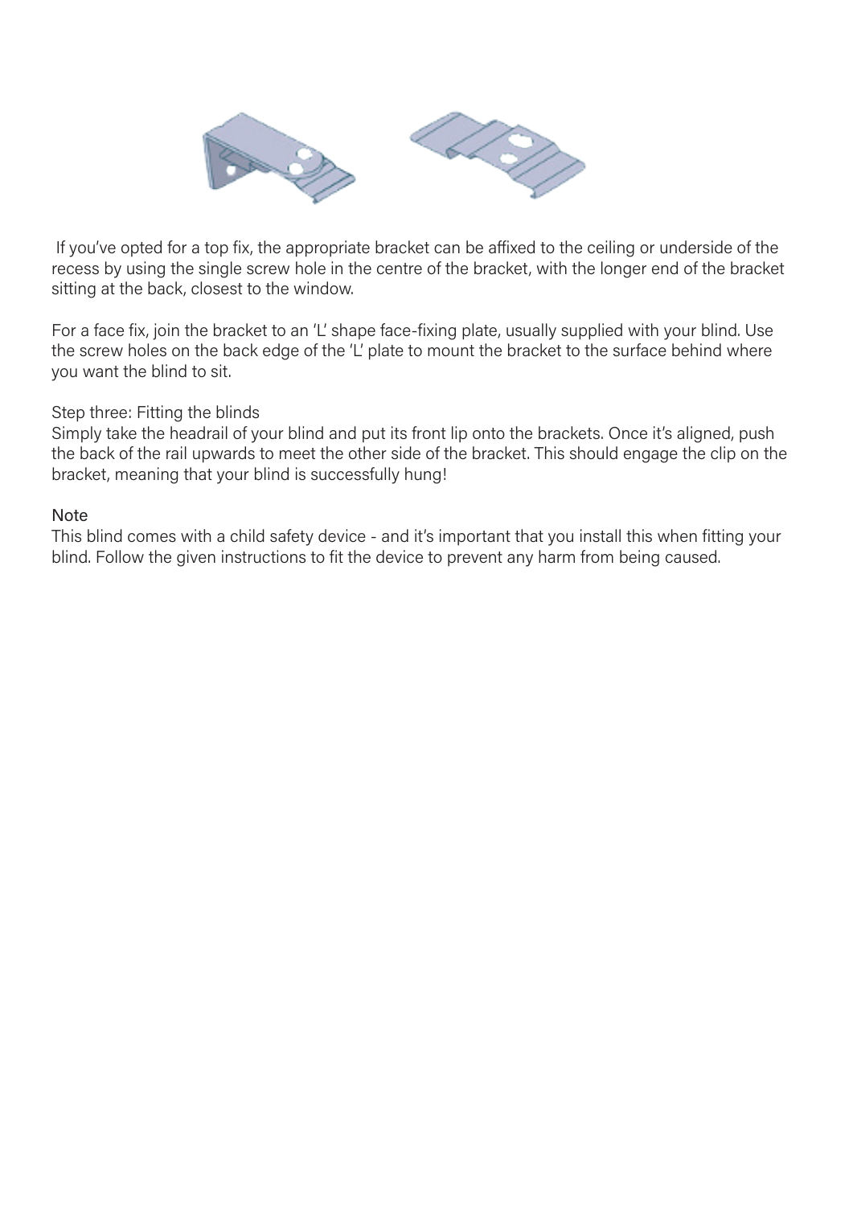If you've opted for a top fix, the appropriate bracket can be affixed to the ceiling or underside of the recess by using the single screw hole in the centre of the bracket, with the longer end of the bracket sitting at the back, closest to the window.

For a face fix, join the bracket to an 'L' shape face-fixing plate, usually supplied with your blind. Use the screw holes on the back edge of the 'L' plate to mount the bracket to the surface behind where you want the blind to sit.

Step three: Fitting the blinds

Simply take the headrail of your blind and put its front lip onto the brackets. Once it's aligned, push the back of the rail upwards to meet the other side of the bracket. This should engage the clip on the bracket, meaning that your blind is successfully hung!

Note

This blind comes with a child safety device - and it's important that you install this when fitting your blind. Follow the given instructions to fit the device to prevent any harm from being caused.